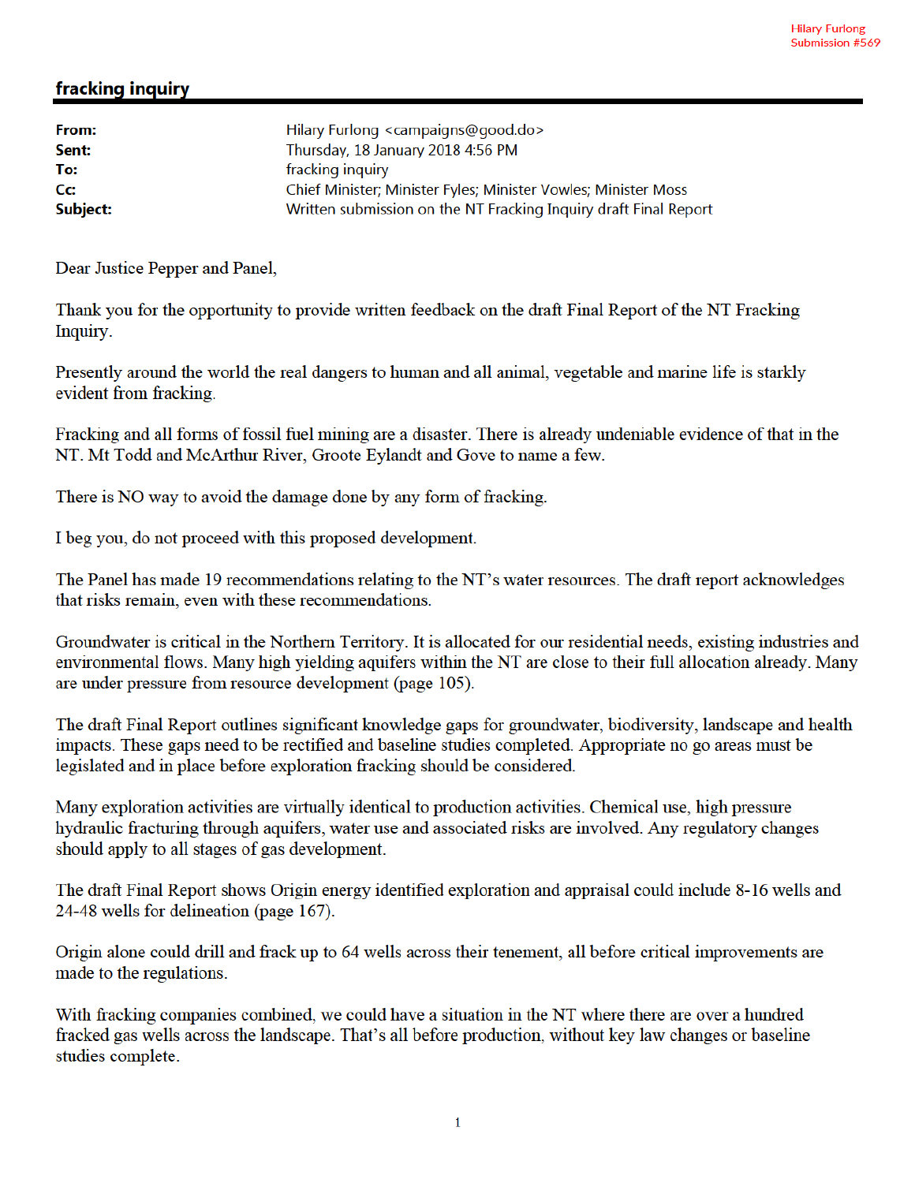Hilary Furlong
Submission #569

## fracking inquiry

| | |
|---|---|
| **From:** | Hilary Furlong <campaigns@good.do> |
| **Sent:** | Thursday, 18 January 2018 4:56 PM |
| **To:** | fracking inquiry |
| **Cc:** | Chief Minister; Minister Fyles; Minister Vowles; Minister Moss |
| **Subject:** | Written submission on the NT Fracking Inquiry draft Final Report |

Dear Justice Pepper and Panel,

Thank you for the opportunity to provide written feedback on the draft Final Report of the NT Fracking Inquiry.

Presently around the world the real dangers to human and all animal, vegetable and marine life is starkly evident from fracking.

Fracking and all forms of fossil fuel mining are a disaster. There is already undeniable evidence of that in the NT. Mt Todd and McArthur River, Groote Eylandt and Gove to name a few.

There is NO way to avoid the damage done by any form of fracking.

I beg you, do not proceed with this proposed development.

The Panel has made 19 recommendations relating to the NT's water resources. The draft report acknowledges that risks remain, even with these recommendations.

Groundwater is critical in the Northern Territory. It is allocated for our residential needs, existing industries and environmental flows. Many high yielding aquifers within the NT are close to their full allocation already. Many are under pressure from resource development (page 105).

The draft Final Report outlines significant knowledge gaps for groundwater, biodiversity, landscape and health impacts. These gaps need to be rectified and baseline studies completed. Appropriate no go areas must be legislated and in place before exploration fracking should be considered.

Many exploration activities are virtually identical to production activities. Chemical use, high pressure hydraulic fracturing through aquifers, water use and associated risks are involved. Any regulatory changes should apply to all stages of gas development.

The draft Final Report shows Origin energy identified exploration and appraisal could include 8-16 wells and 24-48 wells for delineation (page 167).

Origin alone could drill and frack up to 64 wells across their tenement, all before critical improvements are made to the regulations.

With fracking companies combined, we could have a situation in the NT where there are over a hundred fracked gas wells across the landscape. That's all before production, without key law changes or baseline studies complete.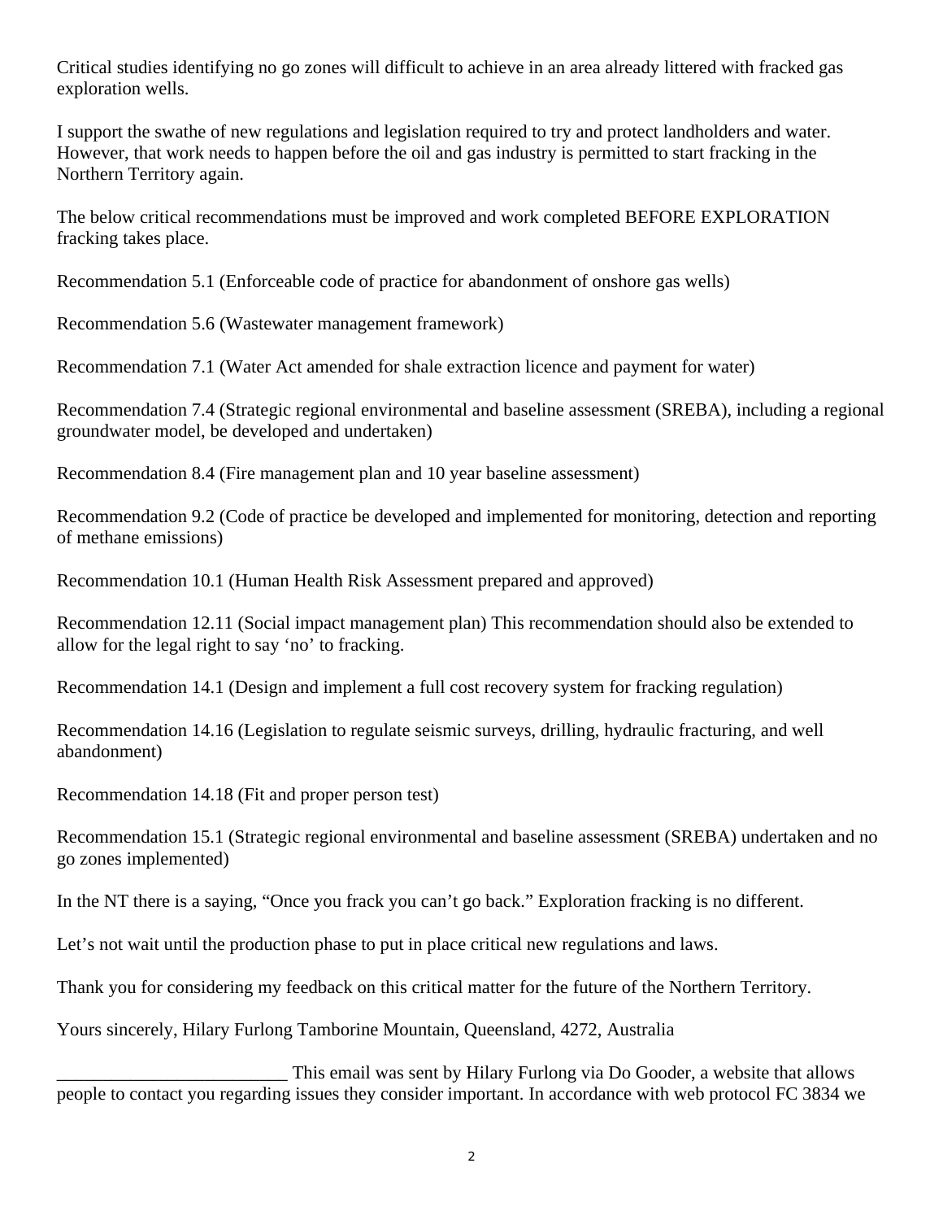Critical studies identifying no go zones will difficult to achieve in an area already littered with fracked gas exploration wells.

I support the swathe of new regulations and legislation required to try and protect landholders and water. However, that work needs to happen before the oil and gas industry is permitted to start fracking in the Northern Territory again.

The below critical recommendations must be improved and work completed BEFORE EXPLORATION fracking takes place.

Recommendation 5.1 (Enforceable code of practice for abandonment of onshore gas wells)

Recommendation 5.6 (Wastewater management framework)

Recommendation 7.1 (Water Act amended for shale extraction licence and payment for water)

Recommendation 7.4 (Strategic regional environmental and baseline assessment (SREBA), including a regional groundwater model, be developed and undertaken)

Recommendation 8.4 (Fire management plan and 10 year baseline assessment)

Recommendation 9.2 (Code of practice be developed and implemented for monitoring, detection and reporting of methane emissions)

Recommendation 10.1 (Human Health Risk Assessment prepared and approved)

Recommendation 12.11 (Social impact management plan) This recommendation should also be extended to allow for the legal right to say 'no' to fracking.

Recommendation 14.1 (Design and implement a full cost recovery system for fracking regulation)

Recommendation 14.16 (Legislation to regulate seismic surveys, drilling, hydraulic fracturing, and well abandonment)

Recommendation 14.18 (Fit and proper person test)

Recommendation 15.1 (Strategic regional environmental and baseline assessment (SREBA) undertaken and no go zones implemented)

In the NT there is a saying, "Once you frack you can't go back." Exploration fracking is no different.

Let's not wait until the production phase to put in place critical new regulations and laws.

Thank you for considering my feedback on this critical matter for the future of the Northern Territory.

Yours sincerely, Hilary Furlong Tamborine Mountain, Queensland, 4272, Australia

________________________ This email was sent by Hilary Furlong via Do Gooder, a website that allows people to contact you regarding issues they consider important. In accordance with web protocol FC 3834 we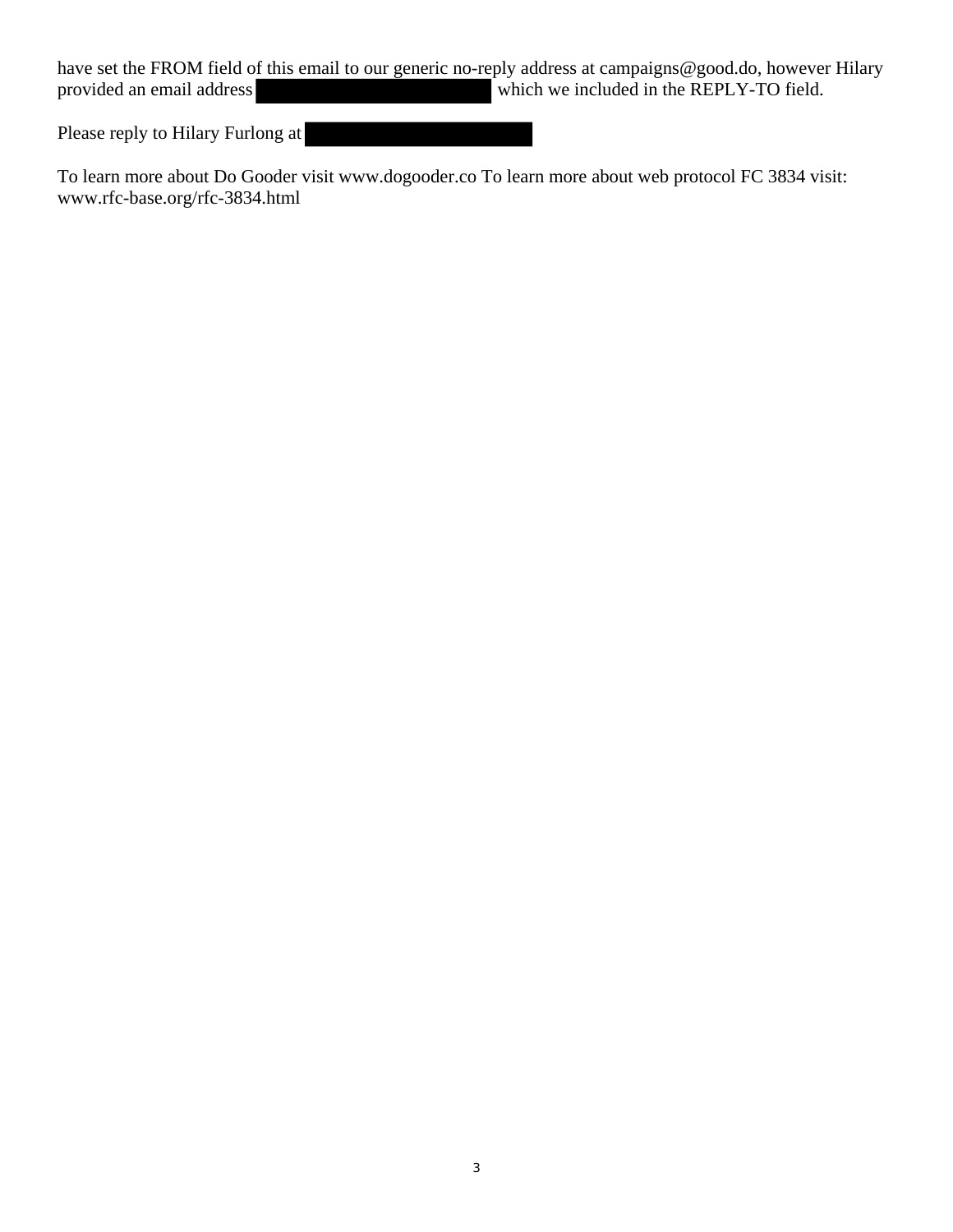have set the FROM field of this email to our generic no-reply address at campaigns@good.do, however Hilary provided an email address ██████████ which we included in the REPLY-TO field.

Please reply to Hilary Furlong at ██████████

To learn more about Do Gooder visit www.dogooder.co To learn more about web protocol FC 3834 visit: www.rfc-base.org/rfc-3834.html